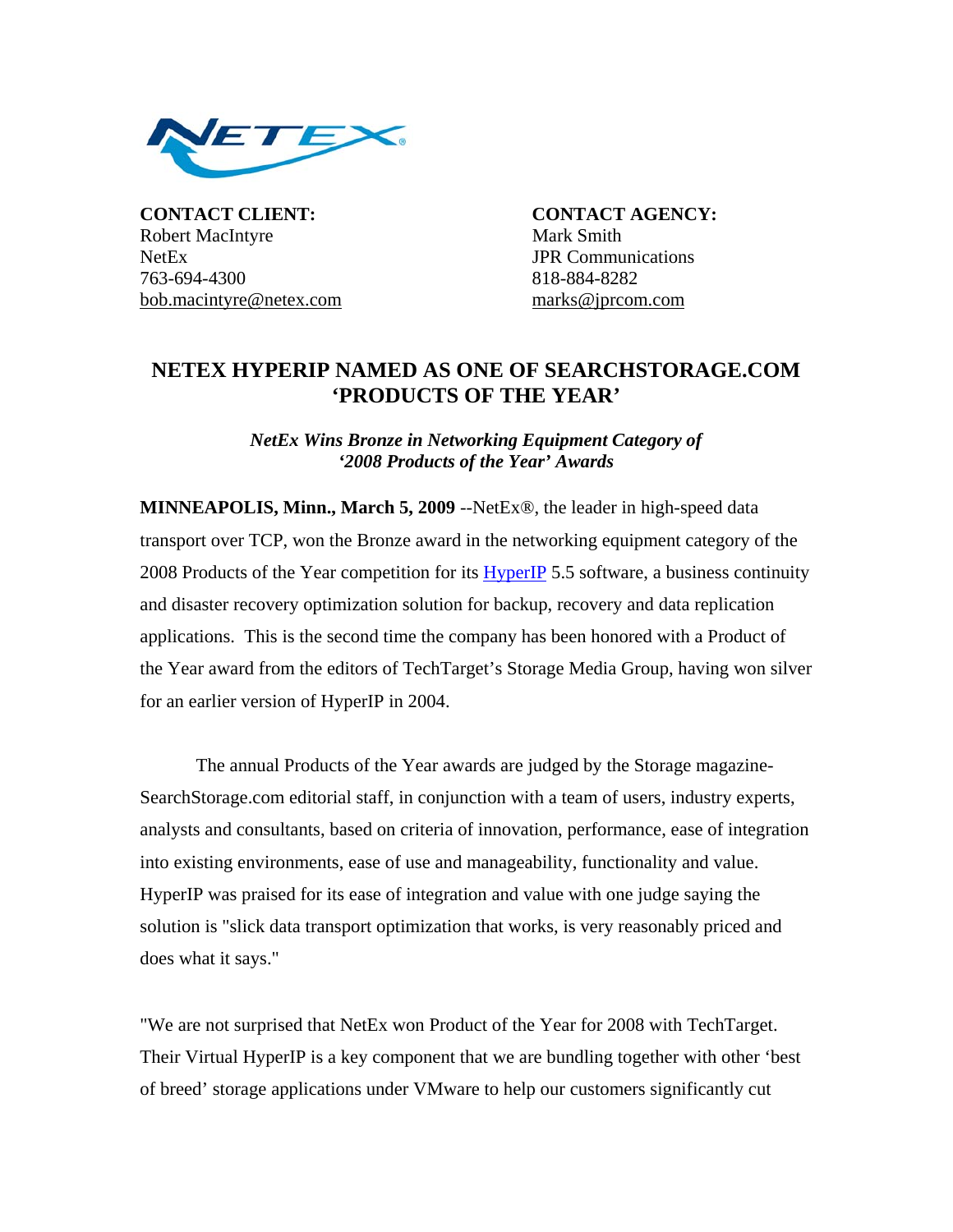**CONTACT CLIENT:**
Robert MacIntyre
NetEx
763-694-4300
bob.macintyre@netex.com

**CONTACT AGENCY:**
Mark Smith
JPR Communications
818-884-8282
marks@jprcom.com

# NETEX HYPERIP NAMED AS ONE OF SEARCHSTORAGE.COM 'PRODUCTS OF THE YEAR'

***NetEx Wins Bronze in Networking Equipment Category of '2008 Products of the Year' Awards***

**MINNEAPOLIS, Minn., March 5, 2009** --NetEx®, the leader in high-speed data transport over TCP, won the Bronze award in the networking equipment category of the 2008 Products of the Year competition for its HyperIP 5.5 software, a business continuity and disaster recovery optimization solution for backup, recovery and data replication applications. This is the second time the company has been honored with a Product of the Year award from the editors of TechTarget's Storage Media Group, having won silver for an earlier version of HyperIP in 2004.

The annual Products of the Year awards are judged by the Storage magazine-SearchStorage.com editorial staff, in conjunction with a team of users, industry experts, analysts and consultants, based on criteria of innovation, performance, ease of integration into existing environments, ease of use and manageability, functionality and value. HyperIP was praised for its ease of integration and value with one judge saying the solution is "slick data transport optimization that works, is very reasonably priced and does what it says."

"We are not surprised that NetEx won Product of the Year for 2008 with TechTarget. Their Virtual HyperIP is a key component that we are bundling together with other 'best of breed' storage applications under VMware to help our customers significantly cut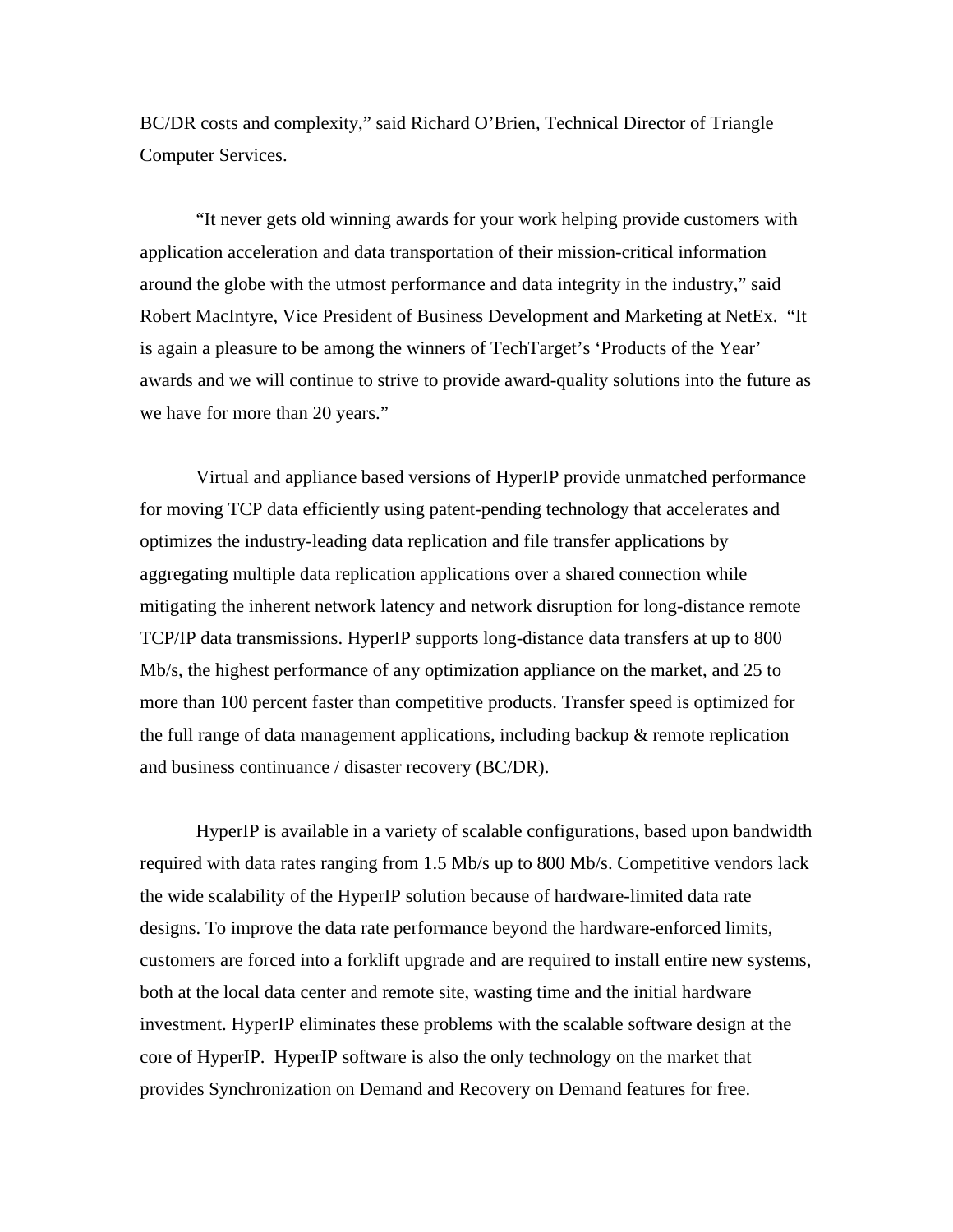BC/DR costs and complexity," said Richard O'Brien, Technical Director of Triangle Computer Services.

"It never gets old winning awards for your work helping provide customers with application acceleration and data transportation of their mission-critical information around the globe with the utmost performance and data integrity in the industry," said Robert MacIntyre, Vice President of Business Development and Marketing at NetEx. "It is again a pleasure to be among the winners of TechTarget's 'Products of the Year' awards and we will continue to strive to provide award-quality solutions into the future as we have for more than 20 years."

Virtual and appliance based versions of HyperIP provide unmatched performance for moving TCP data efficiently using patent-pending technology that accelerates and optimizes the industry-leading data replication and file transfer applications by aggregating multiple data replication applications over a shared connection while mitigating the inherent network latency and network disruption for long-distance remote TCP/IP data transmissions. HyperIP supports long-distance data transfers at up to 800 Mb/s, the highest performance of any optimization appliance on the market, and 25 to more than 100 percent faster than competitive products. Transfer speed is optimized for the full range of data management applications, including backup & remote replication and business continuance / disaster recovery (BC/DR).

HyperIP is available in a variety of scalable configurations, based upon bandwidth required with data rates ranging from 1.5 Mb/s up to 800 Mb/s. Competitive vendors lack the wide scalability of the HyperIP solution because of hardware-limited data rate designs. To improve the data rate performance beyond the hardware-enforced limits, customers are forced into a forklift upgrade and are required to install entire new systems, both at the local data center and remote site, wasting time and the initial hardware investment. HyperIP eliminates these problems with the scalable software design at the core of HyperIP. HyperIP software is also the only technology on the market that provides Synchronization on Demand and Recovery on Demand features for free.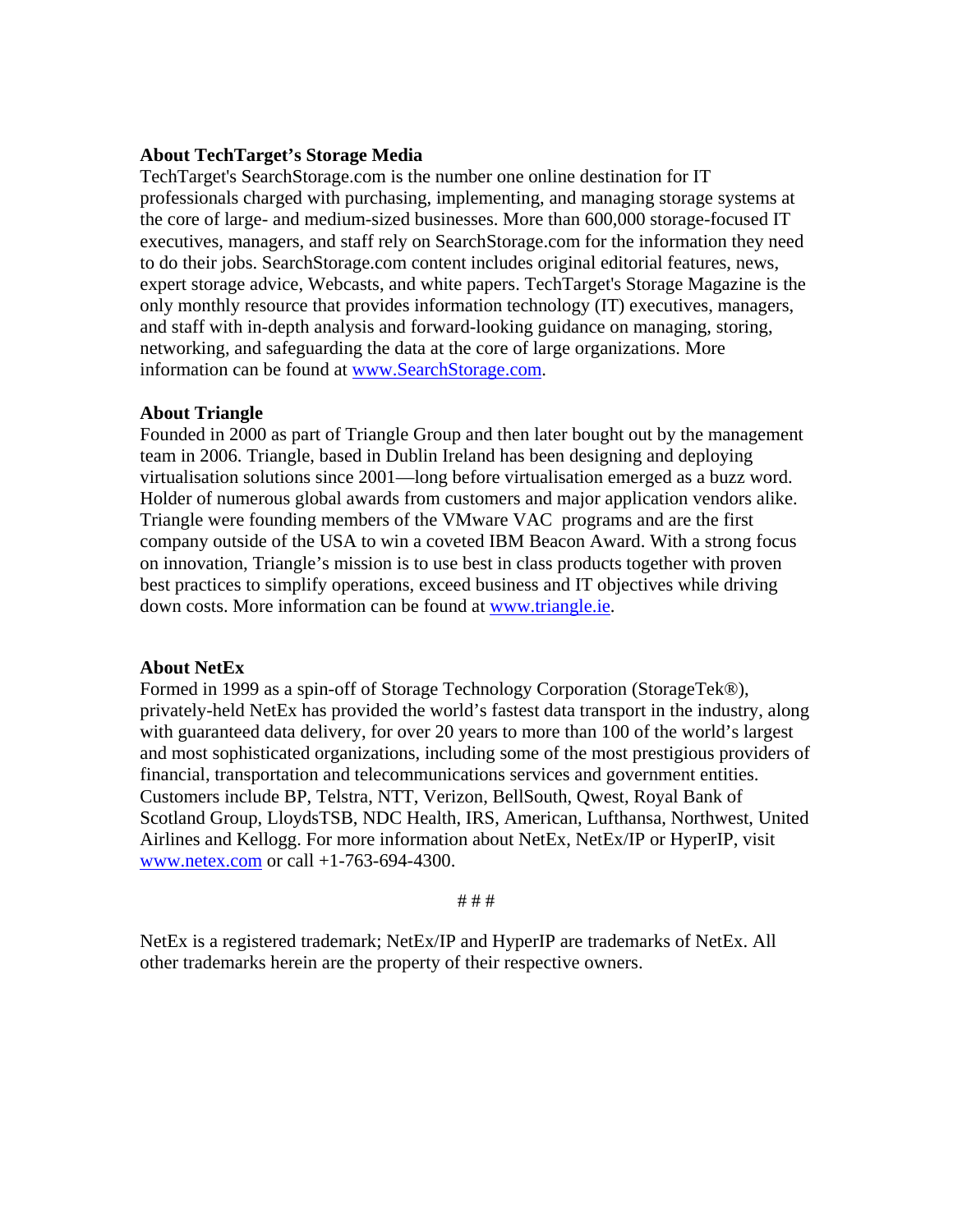**About TechTarget's Storage Media**

TechTarget's SearchStorage.com is the number one online destination for IT professionals charged with purchasing, implementing, and managing storage systems at the core of large- and medium-sized businesses. More than 600,000 storage-focused IT executives, managers, and staff rely on SearchStorage.com for the information they need to do their jobs. SearchStorage.com content includes original editorial features, news, expert storage advice, Webcasts, and white papers. TechTarget's Storage Magazine is the only monthly resource that provides information technology (IT) executives, managers, and staff with in-depth analysis and forward-looking guidance on managing, storing, networking, and safeguarding the data at the core of large organizations. More information can be found at [www.SearchStorage.com](http://www.SearchStorage.com).

**About Triangle**

Founded in 2000 as part of Triangle Group and then later bought out by the management team in 2006. Triangle, based in Dublin Ireland has been designing and deploying virtualisation solutions since 2001—long before virtualisation emerged as a buzz word. Holder of numerous global awards from customers and major application vendors alike. Triangle were founding members of the VMware VAC programs and are the first company outside of the USA to win a coveted IBM Beacon Award. With a strong focus on innovation, Triangle's mission is to use best in class products together with proven best practices to simplify operations, exceed business and IT objectives while driving down costs. More information can be found at [www.triangle.ie](http://www.triangle.ie).

**About NetEx**

Formed in 1999 as a spin-off of Storage Technology Corporation (StorageTek®), privately-held NetEx has provided the world's fastest data transport in the industry, along with guaranteed data delivery, for over 20 years to more than 100 of the world's largest and most sophisticated organizations, including some of the most prestigious providers of financial, transportation and telecommunications services and government entities. Customers include BP, Telstra, NTT, Verizon, BellSouth, Qwest, Royal Bank of Scotland Group, LloydsTSB, NDC Health, IRS, American, Lufthansa, Northwest, United Airlines and Kellogg. For more information about NetEx, NetEx/IP or HyperIP, visit [www.netex.com](http://www.netex.com) or call +1-763-694-4300.

# # #

NetEx is a registered trademark; NetEx/IP and HyperIP are trademarks of NetEx. All other trademarks herein are the property of their respective owners.